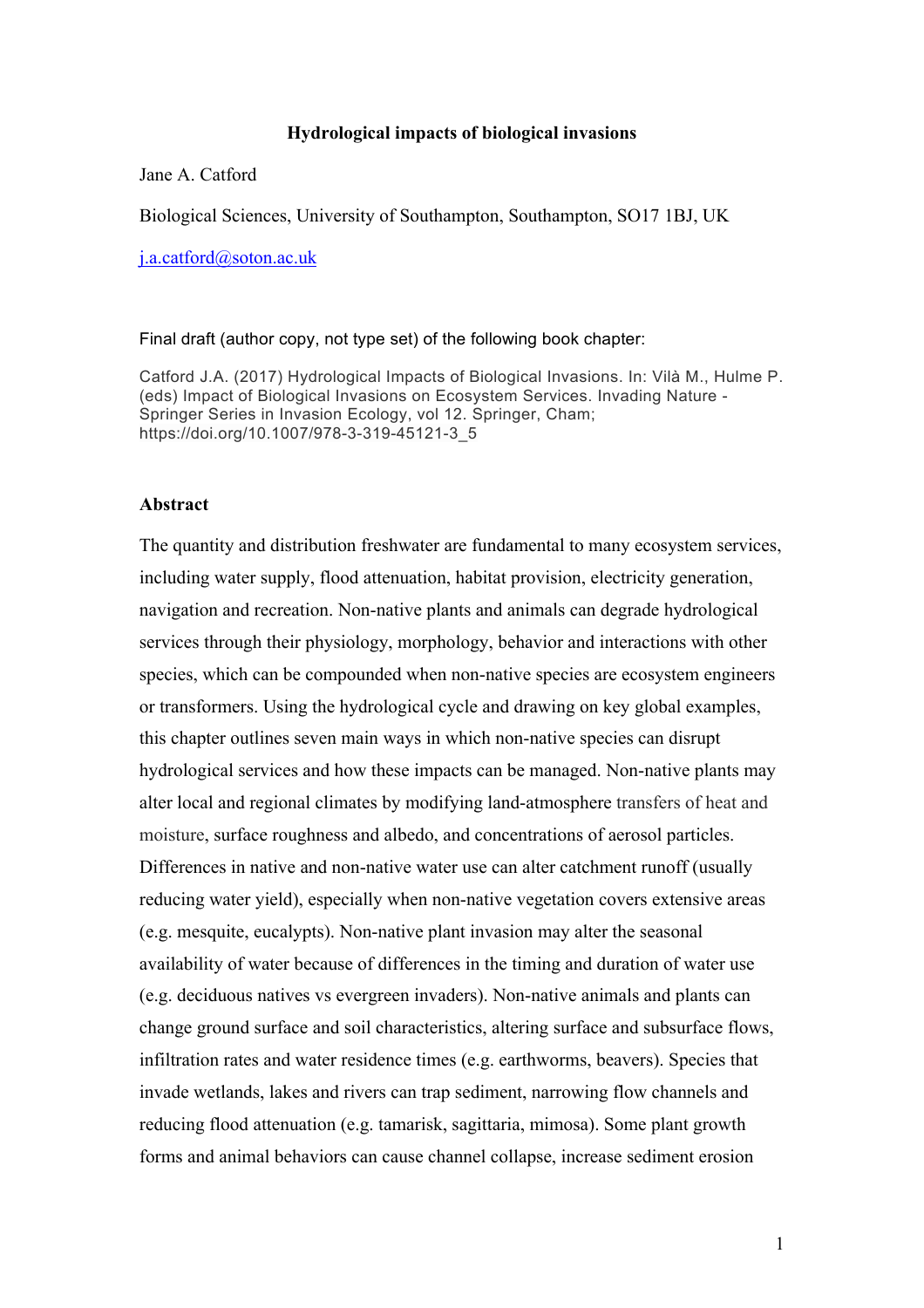**Hydrological impacts of biological invasions**

Jane A. Catford

Biological Sciences, University of Southampton, Southampton, SO17 1BJ, UK

j.a.catford@soton.ac.uk

Final draft (author copy, not type set) of the following book chapter:

Catford J.A. (2017) Hydrological Impacts of Biological Invasions. In: Vilà M., Hulme P. (eds) Impact of Biological Invasions on Ecosystem Services. Invading Nature - Springer Series in Invasion Ecology, vol 12. Springer, Cham; https://doi.org/10.1007/978-3-319-45121-3_5

## Abstract

The quantity and distribution freshwater are fundamental to many ecosystem services, including water supply, flood attenuation, habitat provision, electricity generation, navigation and recreation. Non-native plants and animals can degrade hydrological services through their physiology, morphology, behavior and interactions with other species, which can be compounded when non-native species are ecosystem engineers or transformers. Using the hydrological cycle and drawing on key global examples, this chapter outlines seven main ways in which non-native species can disrupt hydrological services and how these impacts can be managed. Non-native plants may alter local and regional climates by modifying land-atmosphere transfers of heat and moisture, surface roughness and albedo, and concentrations of aerosol particles. Differences in native and non-native water use can alter catchment runoff (usually reducing water yield), especially when non-native vegetation covers extensive areas (e.g. mesquite, eucalypts). Non-native plant invasion may alter the seasonal availability of water because of differences in the timing and duration of water use (e.g. deciduous natives vs evergreen invaders). Non-native animals and plants can change ground surface and soil characteristics, altering surface and subsurface flows, infiltration rates and water residence times (e.g. earthworms, beavers). Species that invade wetlands, lakes and rivers can trap sediment, narrowing flow channels and reducing flood attenuation (e.g. tamarisk, sagittaria, mimosa). Some plant growth forms and animal behaviors can cause channel collapse, increase sediment erosion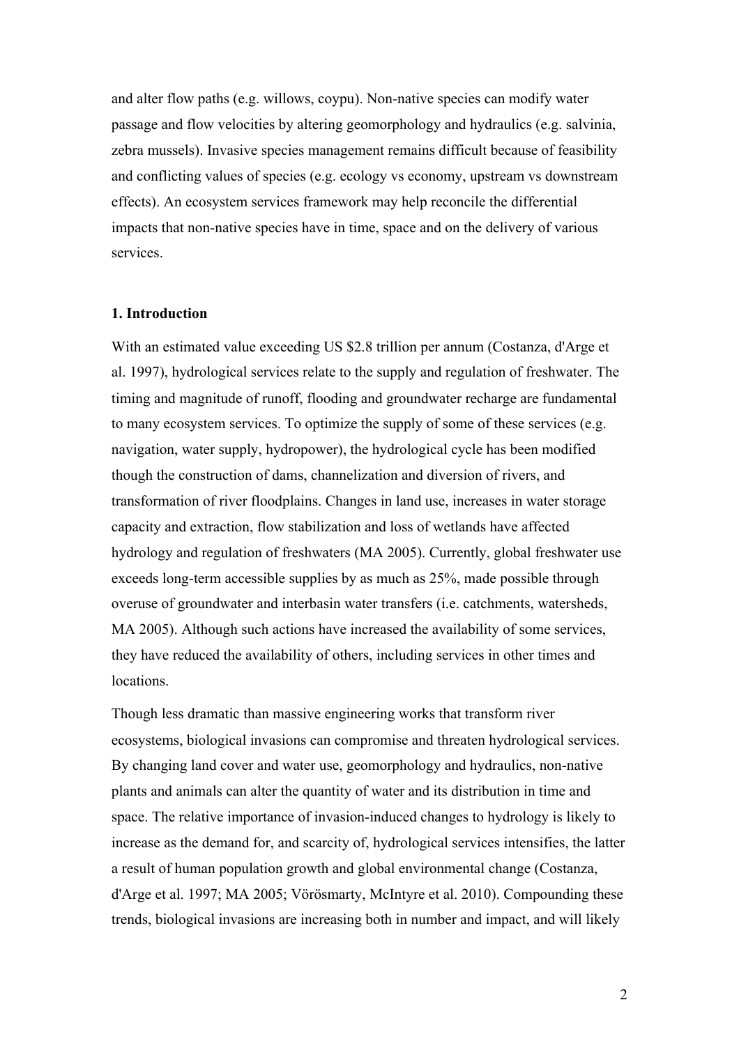and alter flow paths (e.g. willows, coypu). Non-native species can modify water passage and flow velocities by altering geomorphology and hydraulics (e.g. salvinia, zebra mussels). Invasive species management remains difficult because of feasibility and conflicting values of species (e.g. ecology vs economy, upstream vs downstream effects). An ecosystem services framework may help reconcile the differential impacts that non-native species have in time, space and on the delivery of various services.

## 1. Introduction

With an estimated value exceeding US $2.8 trillion per annum (Costanza, d'Arge et al. 1997), hydrological services relate to the supply and regulation of freshwater. The timing and magnitude of runoff, flooding and groundwater recharge are fundamental to many ecosystem services. To optimize the supply of some of these services (e.g. navigation, water supply, hydropower), the hydrological cycle has been modified though the construction of dams, channelization and diversion of rivers, and transformation of river floodplains. Changes in land use, increases in water storage capacity and extraction, flow stabilization and loss of wetlands have affected hydrology and regulation of freshwaters (MA 2005). Currently, global freshwater use exceeds long-term accessible supplies by as much as 25%, made possible through overuse of groundwater and interbasin water transfers (i.e. catchments, watersheds, MA 2005). Although such actions have increased the availability of some services, they have reduced the availability of others, including services in other times and locations.

Though less dramatic than massive engineering works that transform river ecosystems, biological invasions can compromise and threaten hydrological services. By changing land cover and water use, geomorphology and hydraulics, non-native plants and animals can alter the quantity of water and its distribution in time and space. The relative importance of invasion-induced changes to hydrology is likely to increase as the demand for, and scarcity of, hydrological services intensifies, the latter a result of human population growth and global environmental change (Costanza, d'Arge et al. 1997; MA 2005; Vörösmarty, McIntyre et al. 2010). Compounding these trends, biological invasions are increasing both in number and impact, and will likely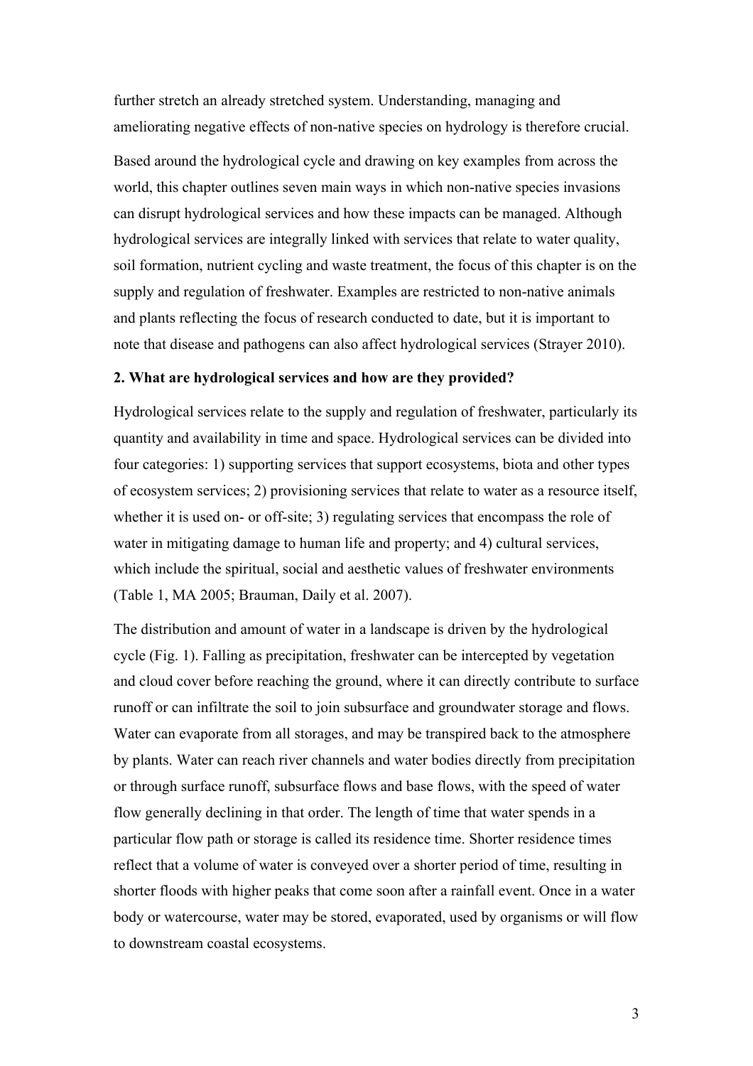further stretch an already stretched system. Understanding, managing and ameliorating negative effects of non-native species on hydrology is therefore crucial.

Based around the hydrological cycle and drawing on key examples from across the world, this chapter outlines seven main ways in which non-native species invasions can disrupt hydrological services and how these impacts can be managed. Although hydrological services are integrally linked with services that relate to water quality, soil formation, nutrient cycling and waste treatment, the focus of this chapter is on the supply and regulation of freshwater. Examples are restricted to non-native animals and plants reflecting the focus of research conducted to date, but it is important to note that disease and pathogens can also affect hydrological services (Strayer 2010).

## 2. What are hydrological services and how are they provided?

Hydrological services relate to the supply and regulation of freshwater, particularly its quantity and availability in time and space. Hydrological services can be divided into four categories: 1) supporting services that support ecosystems, biota and other types of ecosystem services; 2) provisioning services that relate to water as a resource itself, whether it is used on- or off-site; 3) regulating services that encompass the role of water in mitigating damage to human life and property; and 4) cultural services, which include the spiritual, social and aesthetic values of freshwater environments (Table 1, MA 2005; Brauman, Daily et al. 2007).

The distribution and amount of water in a landscape is driven by the hydrological cycle (Fig. 1). Falling as precipitation, freshwater can be intercepted by vegetation and cloud cover before reaching the ground, where it can directly contribute to surface runoff or can infiltrate the soil to join subsurface and groundwater storage and flows. Water can evaporate from all storages, and may be transpired back to the atmosphere by plants. Water can reach river channels and water bodies directly from precipitation or through surface runoff, subsurface flows and base flows, with the speed of water flow generally declining in that order. The length of time that water spends in a particular flow path or storage is called its residence time. Shorter residence times reflect that a volume of water is conveyed over a shorter period of time, resulting in shorter floods with higher peaks that come soon after a rainfall event. Once in a water body or watercourse, water may be stored, evaporated, used by organisms or will flow to downstream coastal ecosystems.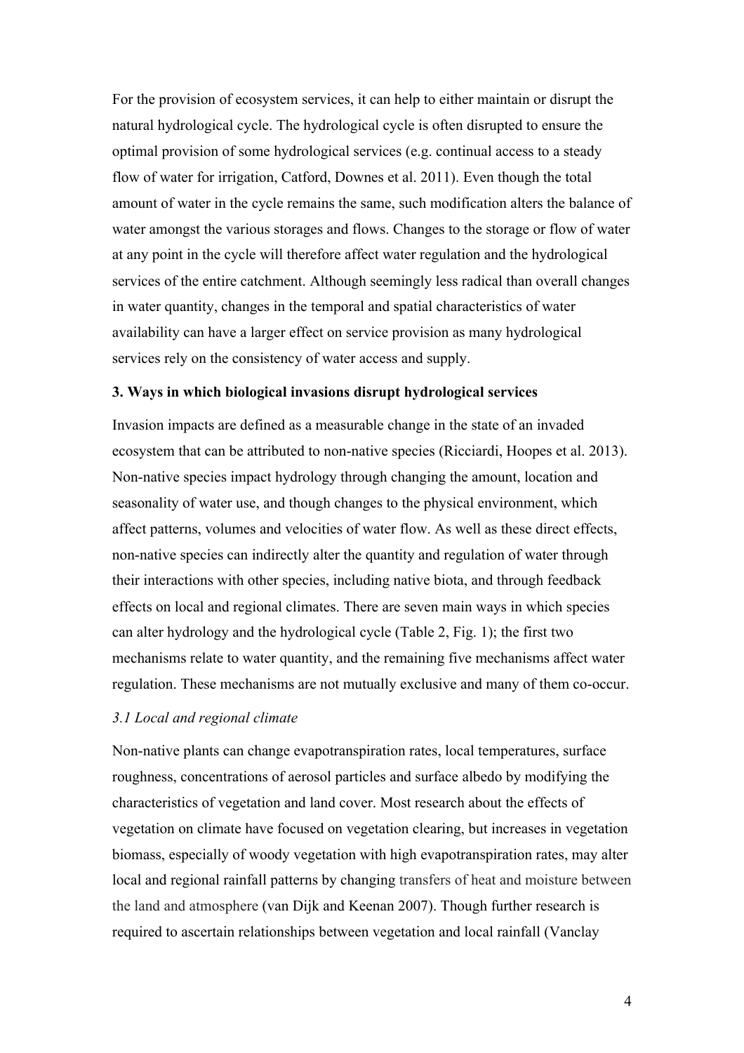For the provision of ecosystem services, it can help to either maintain or disrupt the natural hydrological cycle. The hydrological cycle is often disrupted to ensure the optimal provision of some hydrological services (e.g. continual access to a steady flow of water for irrigation, Catford, Downes et al. 2011). Even though the total amount of water in the cycle remains the same, such modification alters the balance of water amongst the various storages and flows. Changes to the storage or flow of water at any point in the cycle will therefore affect water regulation and the hydrological services of the entire catchment. Although seemingly less radical than overall changes in water quantity, changes in the temporal and spatial characteristics of water availability can have a larger effect on service provision as many hydrological services rely on the consistency of water access and supply.

### 3. Ways in which biological invasions disrupt hydrological services

Invasion impacts are defined as a measurable change in the state of an invaded ecosystem that can be attributed to non-native species (Ricciardi, Hoopes et al. 2013). Non-native species impact hydrology through changing the amount, location and seasonality of water use, and though changes to the physical environment, which affect patterns, volumes and velocities of water flow. As well as these direct effects, non-native species can indirectly alter the quantity and regulation of water through their interactions with other species, including native biota, and through feedback effects on local and regional climates. There are seven main ways in which species can alter hydrology and the hydrological cycle (Table 2, Fig. 1); the first two mechanisms relate to water quantity, and the remaining five mechanisms affect water regulation. These mechanisms are not mutually exclusive and many of them co-occur.

#### *3.1 Local and regional climate*

Non-native plants can change evapotranspiration rates, local temperatures, surface roughness, concentrations of aerosol particles and surface albedo by modifying the characteristics of vegetation and land cover. Most research about the effects of vegetation on climate have focused on vegetation clearing, but increases in vegetation biomass, especially of woody vegetation with high evapotranspiration rates, may alter local and regional rainfall patterns by changing transfers of heat and moisture between the land and atmosphere (van Dijk and Keenan 2007). Though further research is required to ascertain relationships between vegetation and local rainfall (Vanclay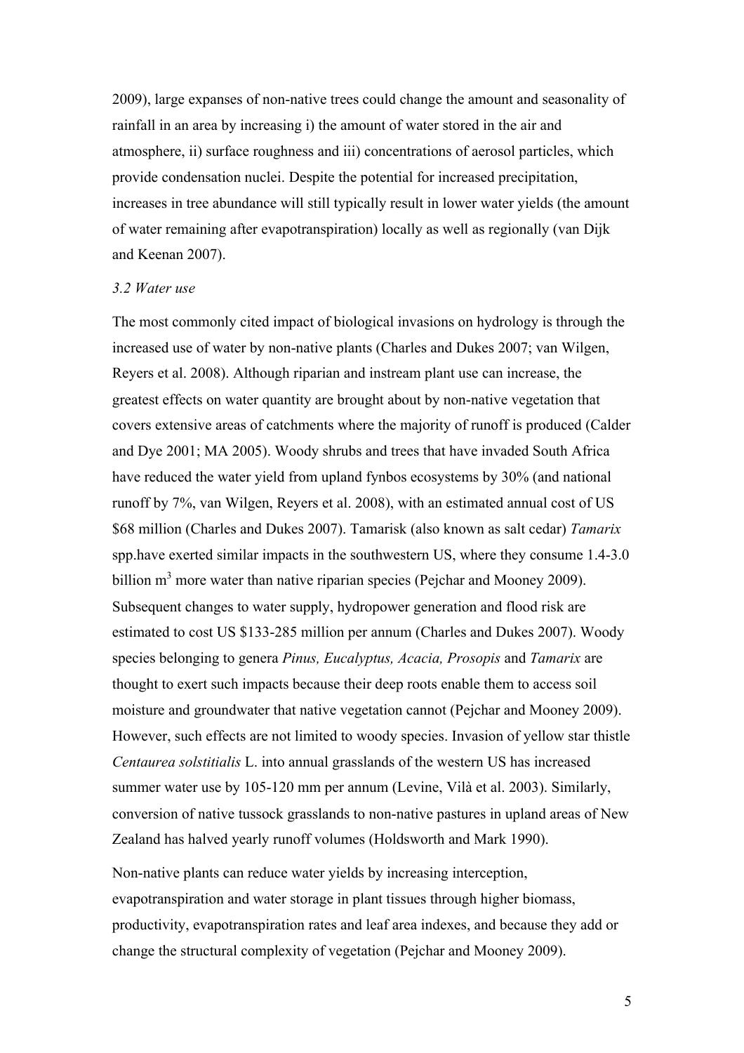2009), large expanses of non-native trees could change the amount and seasonality of rainfall in an area by increasing i) the amount of water stored in the air and atmosphere, ii) surface roughness and iii) concentrations of aerosol particles, which provide condensation nuclei. Despite the potential for increased precipitation, increases in tree abundance will still typically result in lower water yields (the amount of water remaining after evapotranspiration) locally as well as regionally (van Dijk and Keenan 2007).

### *3.2 Water use*

The most commonly cited impact of biological invasions on hydrology is through the increased use of water by non-native plants (Charles and Dukes 2007; van Wilgen, Reyers et al. 2008). Although riparian and instream plant use can increase, the greatest effects on water quantity are brought about by non-native vegetation that covers extensive areas of catchments where the majority of runoff is produced (Calder and Dye 2001; MA 2005). Woody shrubs and trees that have invaded South Africa have reduced the water yield from upland fynbos ecosystems by 30% (and national runoff by 7%, van Wilgen, Reyers et al. 2008), with an estimated annual cost of US $68 million (Charles and Dukes 2007). Tamarisk (also known as salt cedar) *Tamarix* spp.have exerted similar impacts in the southwestern US, where they consume 1.4-3.0 billion $m^3$ more water than native riparian species (Pejchar and Mooney 2009). Subsequent changes to water supply, hydropower generation and flood risk are estimated to cost US $133-285 million per annum (Charles and Dukes 2007). Woody species belonging to genera *Pinus, Eucalyptus, Acacia, Prosopis* and *Tamarix* are thought to exert such impacts because their deep roots enable them to access soil moisture and groundwater that native vegetation cannot (Pejchar and Mooney 2009). However, such effects are not limited to woody species. Invasion of yellow star thistle *Centaurea solstitialis* L. into annual grasslands of the western US has increased summer water use by 105-120 mm per annum (Levine, Vilà et al. 2003). Similarly, conversion of native tussock grasslands to non-native pastures in upland areas of New Zealand has halved yearly runoff volumes (Holdsworth and Mark 1990).

Non-native plants can reduce water yields by increasing interception, evapotranspiration and water storage in plant tissues through higher biomass, productivity, evapotranspiration rates and leaf area indexes, and because they add or change the structural complexity of vegetation (Pejchar and Mooney 2009).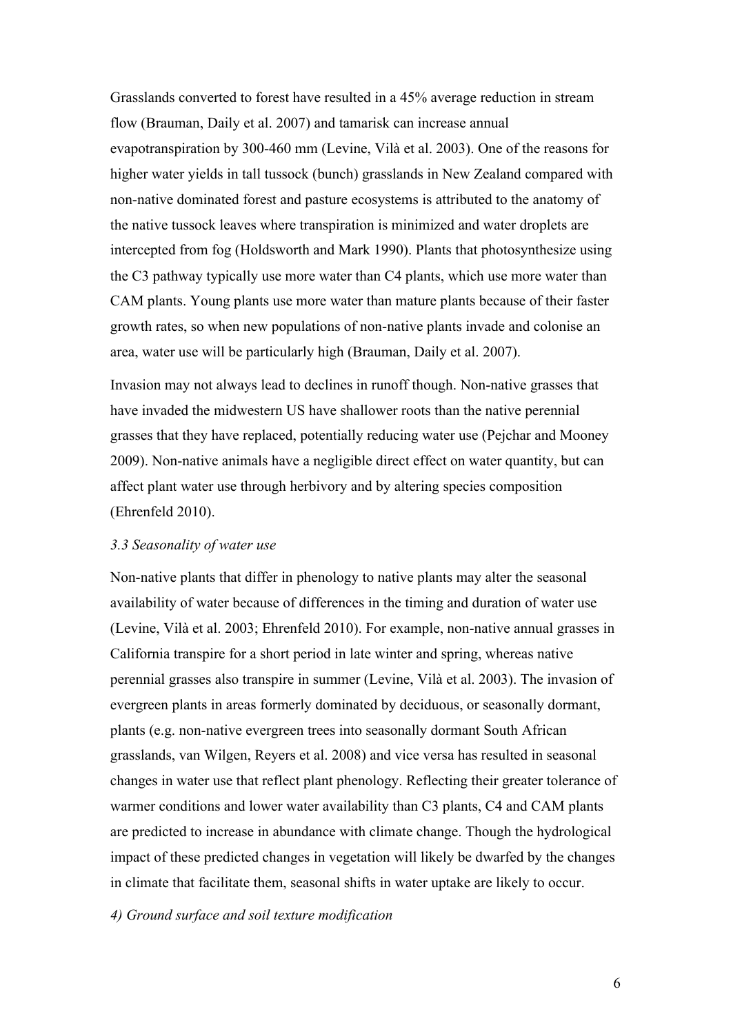Grasslands converted to forest have resulted in a 45% average reduction in stream flow (Brauman, Daily et al. 2007) and tamarisk can increase annual evapotranspiration by 300-460 mm (Levine, Vilà et al. 2003). One of the reasons for higher water yields in tall tussock (bunch) grasslands in New Zealand compared with non-native dominated forest and pasture ecosystems is attributed to the anatomy of the native tussock leaves where transpiration is minimized and water droplets are intercepted from fog (Holdsworth and Mark 1990). Plants that photosynthesize using the C3 pathway typically use more water than C4 plants, which use more water than CAM plants. Young plants use more water than mature plants because of their faster growth rates, so when new populations of non-native plants invade and colonise an area, water use will be particularly high (Brauman, Daily et al. 2007).

Invasion may not always lead to declines in runoff though. Non-native grasses that have invaded the midwestern US have shallower roots than the native perennial grasses that they have replaced, potentially reducing water use (Pejchar and Mooney 2009). Non-native animals have a negligible direct effect on water quantity, but can affect plant water use through herbivory and by altering species composition (Ehrenfeld 2010).

### *3.3 Seasonality of water use*

Non-native plants that differ in phenology to native plants may alter the seasonal availability of water because of differences in the timing and duration of water use (Levine, Vilà et al. 2003; Ehrenfeld 2010). For example, non-native annual grasses in California transpire for a short period in late winter and spring, whereas native perennial grasses also transpire in summer (Levine, Vilà et al. 2003). The invasion of evergreen plants in areas formerly dominated by deciduous, or seasonally dormant, plants (e.g. non-native evergreen trees into seasonally dormant South African grasslands, van Wilgen, Reyers et al. 2008) and vice versa has resulted in seasonal changes in water use that reflect plant phenology. Reflecting their greater tolerance of warmer conditions and lower water availability than C3 plants, C4 and CAM plants are predicted to increase in abundance with climate change. Though the hydrological impact of these predicted changes in vegetation will likely be dwarfed by the changes in climate that facilitate them, seasonal shifts in water uptake are likely to occur.

## *4) Ground surface and soil texture modification*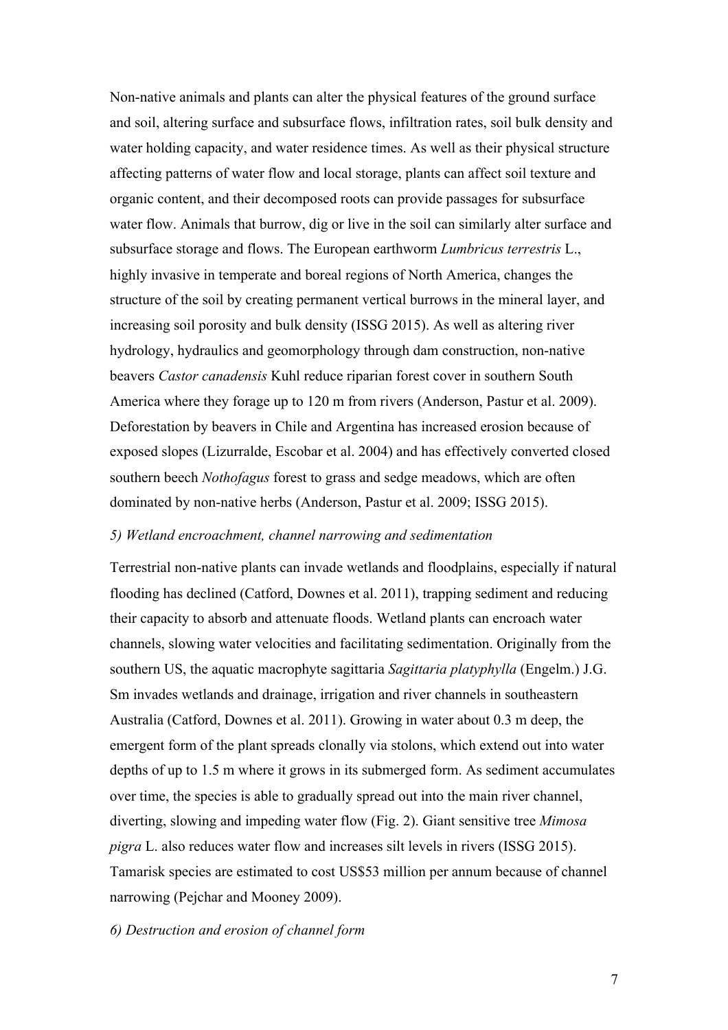Non-native animals and plants can alter the physical features of the ground surface and soil, altering surface and subsurface flows, infiltration rates, soil bulk density and water holding capacity, and water residence times. As well as their physical structure affecting patterns of water flow and local storage, plants can affect soil texture and organic content, and their decomposed roots can provide passages for subsurface water flow. Animals that burrow, dig or live in the soil can similarly alter surface and subsurface storage and flows. The European earthworm *Lumbricus terrestris* L., highly invasive in temperate and boreal regions of North America, changes the structure of the soil by creating permanent vertical burrows in the mineral layer, and increasing soil porosity and bulk density (ISSG 2015). As well as altering river hydrology, hydraulics and geomorphology through dam construction, non-native beavers *Castor canadensis* Kuhl reduce riparian forest cover in southern South America where they forage up to 120 m from rivers (Anderson, Pastur et al. 2009). Deforestation by beavers in Chile and Argentina has increased erosion because of exposed slopes (Lizurralde, Escobar et al. 2004) and has effectively converted closed southern beech *Nothofagus* forest to grass and sedge meadows, which are often dominated by non-native herbs (Anderson, Pastur et al. 2009; ISSG 2015).

*5) Wetland encroachment, channel narrowing and sedimentation*

Terrestrial non-native plants can invade wetlands and floodplains, especially if natural flooding has declined (Catford, Downes et al. 2011), trapping sediment and reducing their capacity to absorb and attenuate floods. Wetland plants can encroach water channels, slowing water velocities and facilitating sedimentation. Originally from the southern US, the aquatic macrophyte sagittaria *Sagittaria platyphylla* (Engelm.) J.G. Sm invades wetlands and drainage, irrigation and river channels in southeastern Australia (Catford, Downes et al. 2011). Growing in water about 0.3 m deep, the emergent form of the plant spreads clonally via stolons, which extend out into water depths of up to 1.5 m where it grows in its submerged form. As sediment accumulates over time, the species is able to gradually spread out into the main river channel, diverting, slowing and impeding water flow (Fig. 2). Giant sensitive tree *Mimosa pigra* L. also reduces water flow and increases silt levels in rivers (ISSG 2015). Tamarisk species are estimated to cost US$53 million per annum because of channel narrowing (Pejchar and Mooney 2009).

*6) Destruction and erosion of channel form*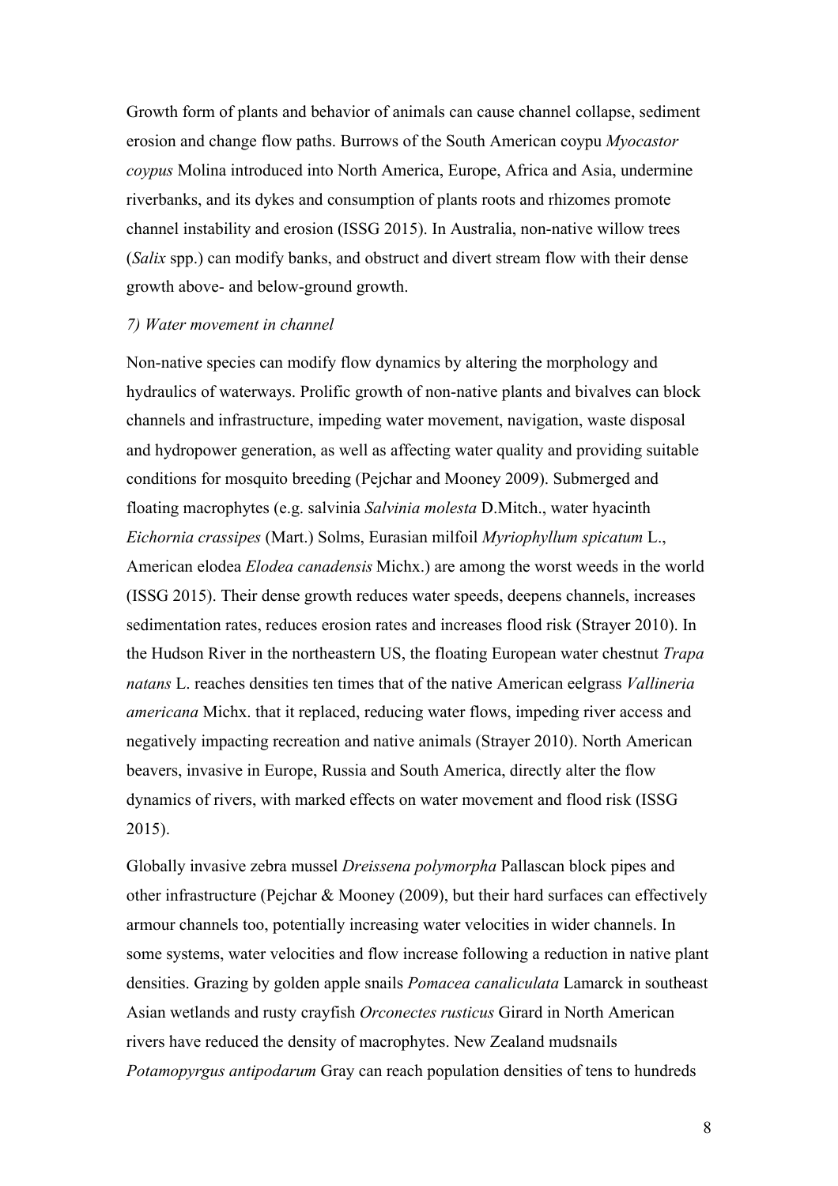Growth form of plants and behavior of animals can cause channel collapse, sediment erosion and change flow paths. Burrows of the South American coypu *Myocastor coypus* Molina introduced into North America, Europe, Africa and Asia, undermine riverbanks, and its dykes and consumption of plants roots and rhizomes promote channel instability and erosion (ISSG 2015). In Australia, non-native willow trees (*Salix* spp.) can modify banks, and obstruct and divert stream flow with their dense growth above- and below-ground growth.

*7) Water movement in channel*

Non-native species can modify flow dynamics by altering the morphology and hydraulics of waterways. Prolific growth of non-native plants and bivalves can block channels and infrastructure, impeding water movement, navigation, waste disposal and hydropower generation, as well as affecting water quality and providing suitable conditions for mosquito breeding (Pejchar and Mooney 2009). Submerged and floating macrophytes (e.g. salvinia *Salvinia molesta* D.Mitch., water hyacinth *Eichornia crassipes* (Mart.) Solms, Eurasian milfoil *Myriophyllum spicatum* L., American elodea *Elodea canadensis* Michx.) are among the worst weeds in the world (ISSG 2015). Their dense growth reduces water speeds, deepens channels, increases sedimentation rates, reduces erosion rates and increases flood risk (Strayer 2010). In the Hudson River in the northeastern US, the floating European water chestnut *Trapa natans* L. reaches densities ten times that of the native American eelgrass *Vallineria americana* Michx. that it replaced, reducing water flows, impeding river access and negatively impacting recreation and native animals (Strayer 2010). North American beavers, invasive in Europe, Russia and South America, directly alter the flow dynamics of rivers, with marked effects on water movement and flood risk (ISSG 2015).

Globally invasive zebra mussel *Dreissena polymorpha* Pallascan block pipes and other infrastructure (Pejchar & Mooney (2009), but their hard surfaces can effectively armour channels too, potentially increasing water velocities in wider channels. In some systems, water velocities and flow increase following a reduction in native plant densities. Grazing by golden apple snails *Pomacea canaliculata* Lamarck in southeast Asian wetlands and rusty crayfish *Orconectes rusticus* Girard in North American rivers have reduced the density of macrophytes. New Zealand mudsnails *Potamopyrgus antipodarum* Gray can reach population densities of tens to hundreds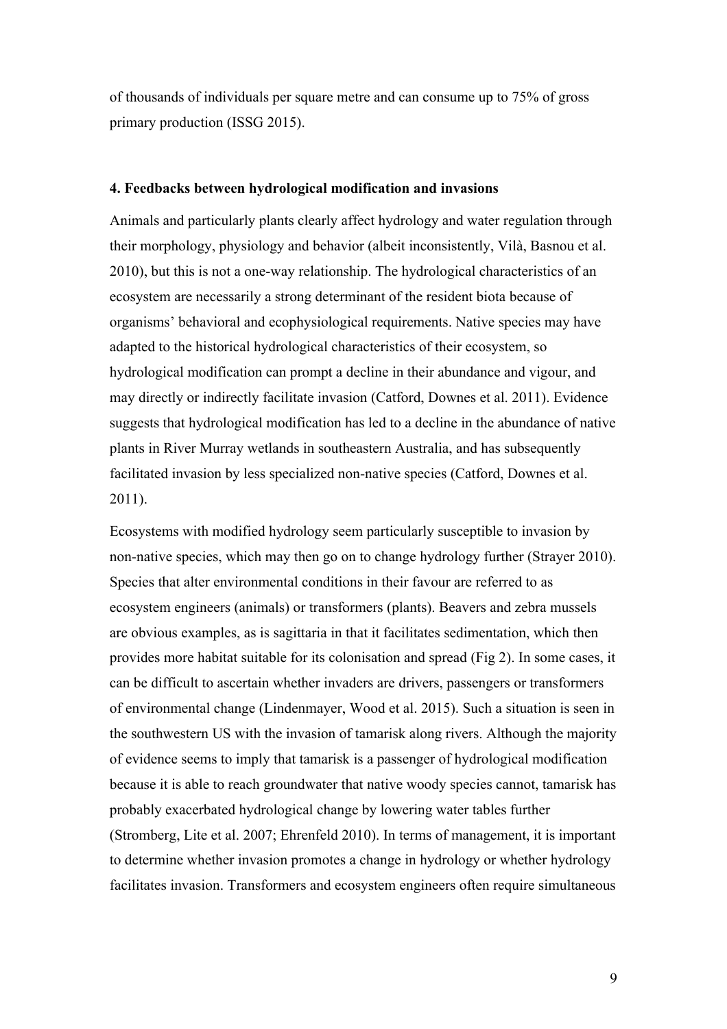of thousands of individuals per square metre and can consume up to 75% of gross primary production (ISSG 2015).

## 4. Feedbacks between hydrological modification and invasions

Animals and particularly plants clearly affect hydrology and water regulation through their morphology, physiology and behavior (albeit inconsistently, Vilà, Basnou et al. 2010), but this is not a one-way relationship. The hydrological characteristics of an ecosystem are necessarily a strong determinant of the resident biota because of organisms' behavioral and ecophysiological requirements. Native species may have adapted to the historical hydrological characteristics of their ecosystem, so hydrological modification can prompt a decline in their abundance and vigour, and may directly or indirectly facilitate invasion (Catford, Downes et al. 2011). Evidence suggests that hydrological modification has led to a decline in the abundance of native plants in River Murray wetlands in southeastern Australia, and has subsequently facilitated invasion by less specialized non-native species (Catford, Downes et al. 2011).

Ecosystems with modified hydrology seem particularly susceptible to invasion by non-native species, which may then go on to change hydrology further (Strayer 2010). Species that alter environmental conditions in their favour are referred to as ecosystem engineers (animals) or transformers (plants). Beavers and zebra mussels are obvious examples, as is sagittaria in that it facilitates sedimentation, which then provides more habitat suitable for its colonisation and spread (Fig 2). In some cases, it can be difficult to ascertain whether invaders are drivers, passengers or transformers of environmental change (Lindenmayer, Wood et al. 2015). Such a situation is seen in the southwestern US with the invasion of tamarisk along rivers. Although the majority of evidence seems to imply that tamarisk is a passenger of hydrological modification because it is able to reach groundwater that native woody species cannot, tamarisk has probably exacerbated hydrological change by lowering water tables further (Stromberg, Lite et al. 2007; Ehrenfeld 2010). In terms of management, it is important to determine whether invasion promotes a change in hydrology or whether hydrology facilitates invasion. Transformers and ecosystem engineers often require simultaneous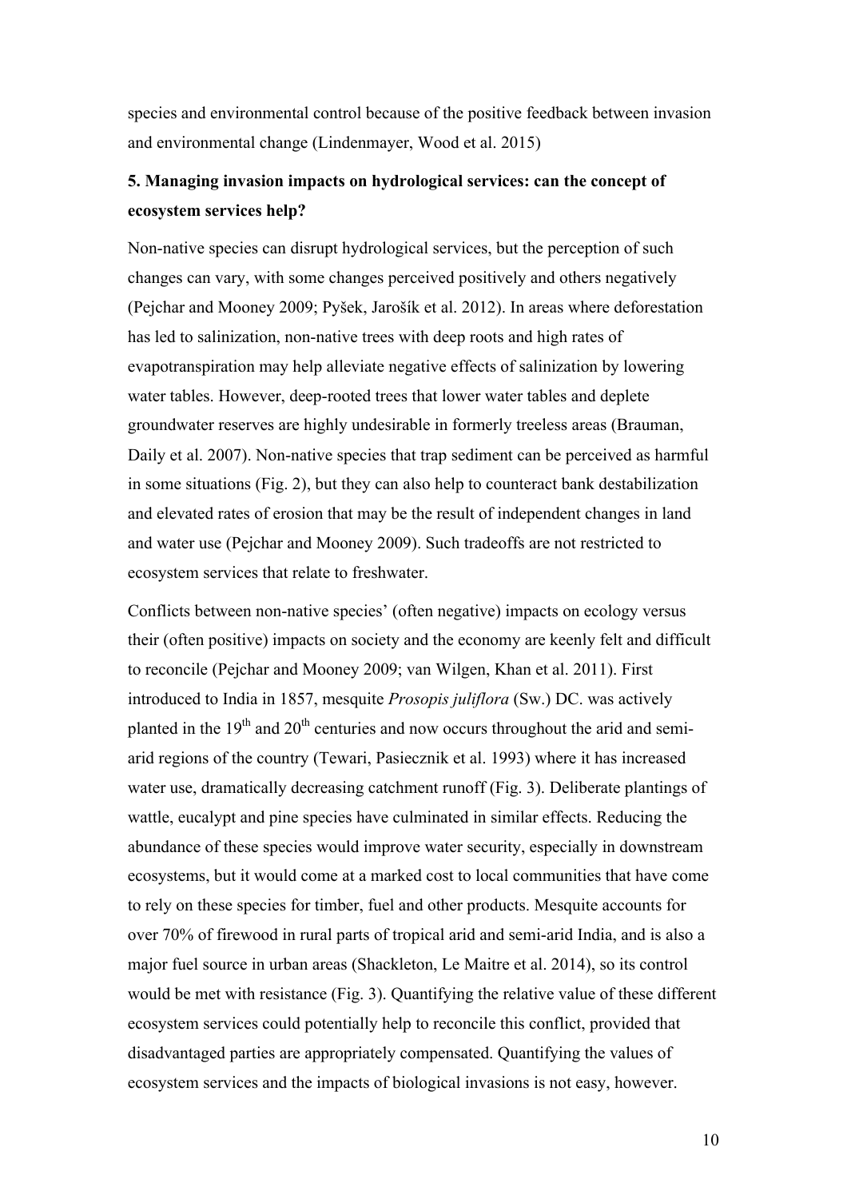species and environmental control because of the positive feedback between invasion and environmental change (Lindenmayer, Wood et al. 2015)

## 5. Managing invasion impacts on hydrological services: can the concept of ecosystem services help?

Non-native species can disrupt hydrological services, but the perception of such changes can vary, with some changes perceived positively and others negatively (Pejchar and Mooney 2009; Pyšek, Jarošík et al. 2012). In areas where deforestation has led to salinization, non-native trees with deep roots and high rates of evapotranspiration may help alleviate negative effects of salinization by lowering water tables. However, deep-rooted trees that lower water tables and deplete groundwater reserves are highly undesirable in formerly treeless areas (Brauman, Daily et al. 2007). Non-native species that trap sediment can be perceived as harmful in some situations (Fig. 2), but they can also help to counteract bank destabilization and elevated rates of erosion that may be the result of independent changes in land and water use (Pejchar and Mooney 2009). Such tradeoffs are not restricted to ecosystem services that relate to freshwater.

Conflicts between non-native species' (often negative) impacts on ecology versus their (often positive) impacts on society and the economy are keenly felt and difficult to reconcile (Pejchar and Mooney 2009; van Wilgen, Khan et al. 2011). First introduced to India in 1857, mesquite *Prosopis juliflora* (Sw.) DC. was actively planted in the 19th and 20th centuries and now occurs throughout the arid and semi-arid regions of the country (Tewari, Pasiecznik et al. 1993) where it has increased water use, dramatically decreasing catchment runoff (Fig. 3). Deliberate plantings of wattle, eucalypt and pine species have culminated in similar effects. Reducing the abundance of these species would improve water security, especially in downstream ecosystems, but it would come at a marked cost to local communities that have come to rely on these species for timber, fuel and other products. Mesquite accounts for over 70% of firewood in rural parts of tropical arid and semi-arid India, and is also a major fuel source in urban areas (Shackleton, Le Maitre et al. 2014), so its control would be met with resistance (Fig. 3). Quantifying the relative value of these different ecosystem services could potentially help to reconcile this conflict, provided that disadvantaged parties are appropriately compensated. Quantifying the values of ecosystem services and the impacts of biological invasions is not easy, however.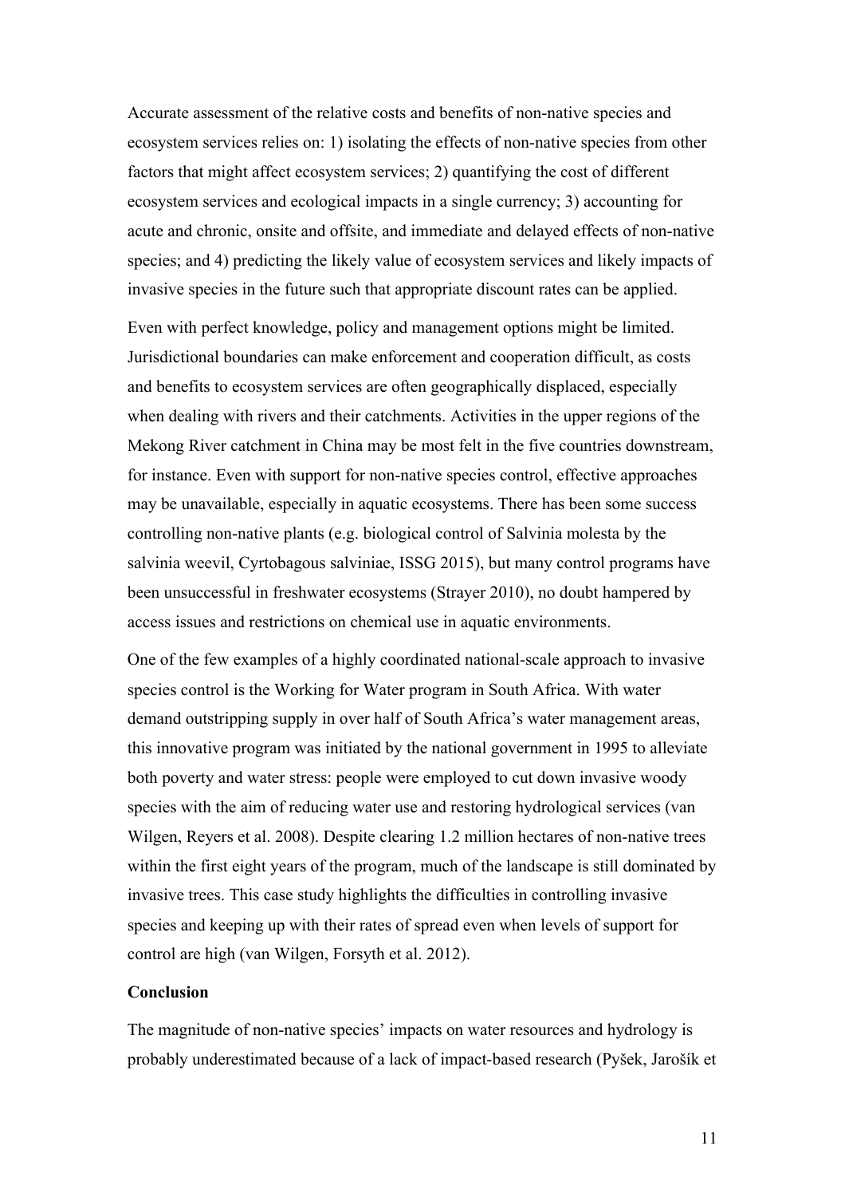Accurate assessment of the relative costs and benefits of non-native species and ecosystem services relies on: 1) isolating the effects of non-native species from other factors that might affect ecosystem services; 2) quantifying the cost of different ecosystem services and ecological impacts in a single currency; 3) accounting for acute and chronic, onsite and offsite, and immediate and delayed effects of non-native species; and 4) predicting the likely value of ecosystem services and likely impacts of invasive species in the future such that appropriate discount rates can be applied.

Even with perfect knowledge, policy and management options might be limited. Jurisdictional boundaries can make enforcement and cooperation difficult, as costs and benefits to ecosystem services are often geographically displaced, especially when dealing with rivers and their catchments. Activities in the upper regions of the Mekong River catchment in China may be most felt in the five countries downstream, for instance. Even with support for non-native species control, effective approaches may be unavailable, especially in aquatic ecosystems. There has been some success controlling non-native plants (e.g. biological control of Salvinia molesta by the salvinia weevil, Cyrtobagous salviniae, ISSG 2015), but many control programs have been unsuccessful in freshwater ecosystems (Strayer 2010), no doubt hampered by access issues and restrictions on chemical use in aquatic environments.

One of the few examples of a highly coordinated national-scale approach to invasive species control is the Working for Water program in South Africa. With water demand outstripping supply in over half of South Africa's water management areas, this innovative program was initiated by the national government in 1995 to alleviate both poverty and water stress: people were employed to cut down invasive woody species with the aim of reducing water use and restoring hydrological services (van Wilgen, Reyers et al. 2008). Despite clearing 1.2 million hectares of non-native trees within the first eight years of the program, much of the landscape is still dominated by invasive trees. This case study highlights the difficulties in controlling invasive species and keeping up with their rates of spread even when levels of support for control are high (van Wilgen, Forsyth et al. 2012).

**Conclusion**

The magnitude of non-native species' impacts on water resources and hydrology is probably underestimated because of a lack of impact-based research (Pyšek, Jarošík et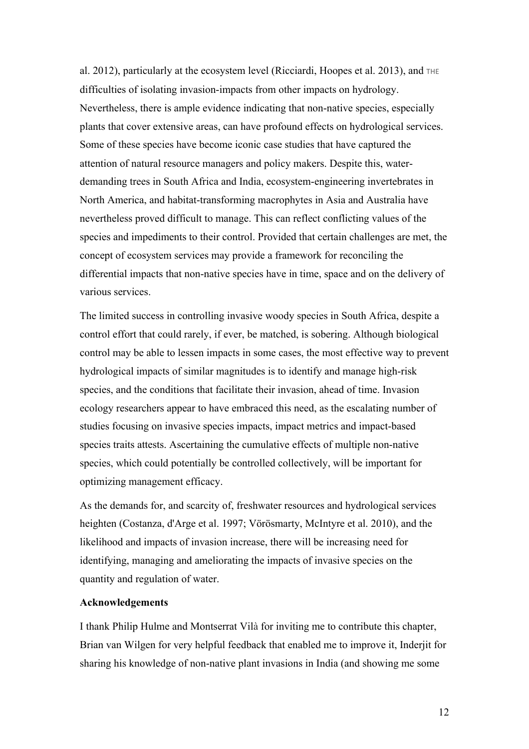al. 2012), particularly at the ecosystem level (Ricciardi, Hoopes et al. 2013), and THE difficulties of isolating invasion-impacts from other impacts on hydrology. Nevertheless, there is ample evidence indicating that non-native species, especially plants that cover extensive areas, can have profound effects on hydrological services. Some of these species have become iconic case studies that have captured the attention of natural resource managers and policy makers. Despite this, water-demanding trees in South Africa and India, ecosystem-engineering invertebrates in North America, and habitat-transforming macrophytes in Asia and Australia have nevertheless proved difficult to manage. This can reflect conflicting values of the species and impediments to their control. Provided that certain challenges are met, the concept of ecosystem services may provide a framework for reconciling the differential impacts that non-native species have in time, space and on the delivery of various services.

The limited success in controlling invasive woody species in South Africa, despite a control effort that could rarely, if ever, be matched, is sobering. Although biological control may be able to lessen impacts in some cases, the most effective way to prevent hydrological impacts of similar magnitudes is to identify and manage high-risk species, and the conditions that facilitate their invasion, ahead of time. Invasion ecology researchers appear to have embraced this need, as the escalating number of studies focusing on invasive species impacts, impact metrics and impact-based species traits attests. Ascertaining the cumulative effects of multiple non-native species, which could potentially be controlled collectively, will be important for optimizing management efficacy.

As the demands for, and scarcity of, freshwater resources and hydrological services heighten (Costanza, d'Arge et al. 1997; Vörösmarty, McIntyre et al. 2010), and the likelihood and impacts of invasion increase, there will be increasing need for identifying, managing and ameliorating the impacts of invasive species on the quantity and regulation of water.

**Acknowledgements**

I thank Philip Hulme and Montserrat Vilà for inviting me to contribute this chapter, Brian van Wilgen for very helpful feedback that enabled me to improve it, Inderjit for sharing his knowledge of non-native plant invasions in India (and showing me some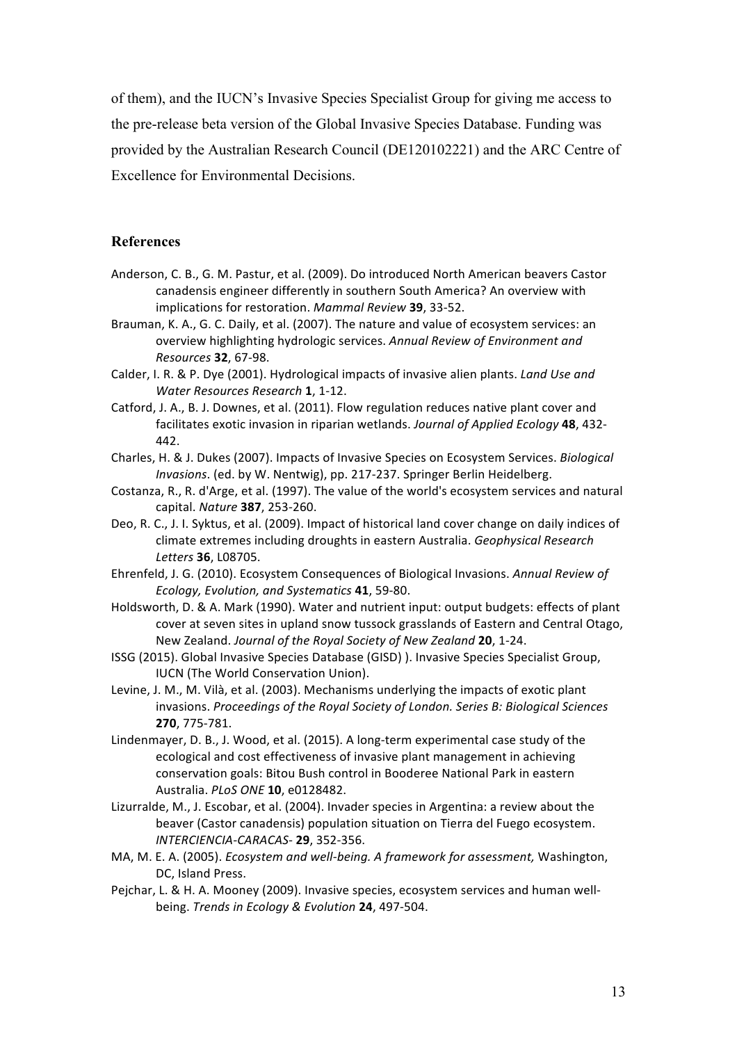of them), and the IUCN's Invasive Species Specialist Group for giving me access to the pre-release beta version of the Global Invasive Species Database. Funding was provided by the Australian Research Council (DE120102221) and the ARC Centre of Excellence for Environmental Decisions.

## References

Anderson, C. B., G. M. Pastur, et al. (2009). Do introduced North American beavers Castor canadensis engineer differently in southern South America? An overview with implications for restoration. *Mammal Review* **39**, 33-52.

Brauman, K. A., G. C. Daily, et al. (2007). The nature and value of ecosystem services: an overview highlighting hydrologic services. *Annual Review of Environment and Resources* **32**, 67-98.

Calder, I. R. & P. Dye (2001). Hydrological impacts of invasive alien plants. *Land Use and Water Resources Research* **1**, 1-12.

Catford, J. A., B. J. Downes, et al. (2011). Flow regulation reduces native plant cover and facilitates exotic invasion in riparian wetlands. *Journal of Applied Ecology* **48**, 432-442.

Charles, H. & J. Dukes (2007). Impacts of Invasive Species on Ecosystem Services. *Biological Invasions*. (ed. by W. Nentwig), pp. 217-237. Springer Berlin Heidelberg.

Costanza, R., R. d'Arge, et al. (1997). The value of the world's ecosystem services and natural capital. *Nature* **387**, 253-260.

Deo, R. C., J. I. Syktus, et al. (2009). Impact of historical land cover change on daily indices of climate extremes including droughts in eastern Australia. *Geophysical Research Letters* **36**, L08705.

Ehrenfeld, J. G. (2010). Ecosystem Consequences of Biological Invasions. *Annual Review of Ecology, Evolution, and Systematics* **41**, 59-80.

Holdsworth, D. & A. Mark (1990). Water and nutrient input: output budgets: effects of plant cover at seven sites in upland snow tussock grasslands of Eastern and Central Otago, New Zealand. *Journal of the Royal Society of New Zealand* **20**, 1-24.

ISSG (2015). Global Invasive Species Database (GISD) ). Invasive Species Specialist Group, IUCN (The World Conservation Union).

Levine, J. M., M. Vilà, et al. (2003). Mechanisms underlying the impacts of exotic plant invasions. *Proceedings of the Royal Society of London. Series B: Biological Sciences* **270**, 775-781.

Lindenmayer, D. B., J. Wood, et al. (2015). A long-term experimental case study of the ecological and cost effectiveness of invasive plant management in achieving conservation goals: Bitou Bush control in Booderee National Park in eastern Australia. *PLoS ONE* **10**, e0128482.

Lizurralde, M., J. Escobar, et al. (2004). Invader species in Argentina: a review about the beaver (Castor canadensis) population situation on Tierra del Fuego ecosystem. *INTERCIENCIA-CARACAS-* **29**, 352-356.

MA, M. E. A. (2005). *Ecosystem and well-being. A framework for assessment,* Washington, DC, Island Press.

Pejchar, L. & H. A. Mooney (2009). Invasive species, ecosystem services and human well-being. *Trends in Ecology & Evolution* **24**, 497-504.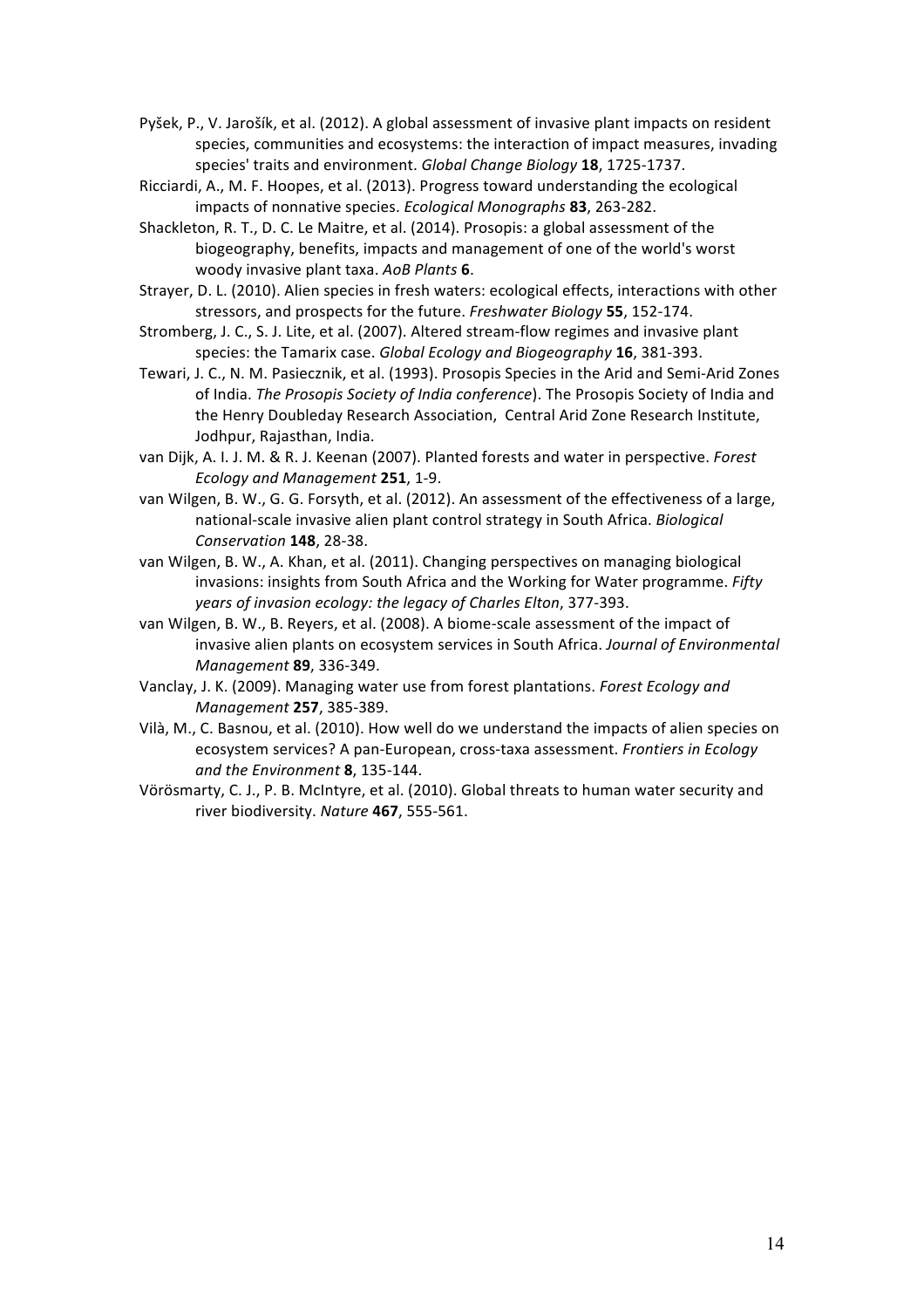Pyšek, P., V. Jarošík, et al. (2012). A global assessment of invasive plant impacts on resident species, communities and ecosystems: the interaction of impact measures, invading species' traits and environment. *Global Change Biology* **18**, 1725-1737.

Ricciardi, A., M. F. Hoopes, et al. (2013). Progress toward understanding the ecological impacts of nonnative species. *Ecological Monographs* **83**, 263-282.

Shackleton, R. T., D. C. Le Maitre, et al. (2014). Prosopis: a global assessment of the biogeography, benefits, impacts and management of one of the world's worst woody invasive plant taxa. *AoB Plants* **6**.

Strayer, D. L. (2010). Alien species in fresh waters: ecological effects, interactions with other stressors, and prospects for the future. *Freshwater Biology* **55**, 152-174.

Stromberg, J. C., S. J. Lite, et al. (2007). Altered stream-flow regimes and invasive plant species: the Tamarix case. *Global Ecology and Biogeography* **16**, 381-393.

Tewari, J. C., N. M. Pasiecznik, et al. (1993). Prosopis Species in the Arid and Semi-Arid Zones of India. *The Prosopis Society of India conference*). The Prosopis Society of India and the Henry Doubleday Research Association, Central Arid Zone Research Institute, Jodhpur, Rajasthan, India.

van Dijk, A. I. J. M. & R. J. Keenan (2007). Planted forests and water in perspective. *Forest Ecology and Management* **251**, 1-9.

van Wilgen, B. W., G. G. Forsyth, et al. (2012). An assessment of the effectiveness of a large, national-scale invasive alien plant control strategy in South Africa. *Biological Conservation* **148**, 28-38.

van Wilgen, B. W., A. Khan, et al. (2011). Changing perspectives on managing biological invasions: insights from South Africa and the Working for Water programme. *Fifty years of invasion ecology: the legacy of Charles Elton*, 377-393.

van Wilgen, B. W., B. Reyers, et al. (2008). A biome-scale assessment of the impact of invasive alien plants on ecosystem services in South Africa. *Journal of Environmental Management* **89**, 336-349.

Vanclay, J. K. (2009). Managing water use from forest plantations. *Forest Ecology and Management* **257**, 385-389.

Vilà, M., C. Basnou, et al. (2010). How well do we understand the impacts of alien species on ecosystem services? A pan-European, cross-taxa assessment. *Frontiers in Ecology and the Environment* **8**, 135-144.

Vörösmarty, C. J., P. B. McIntyre, et al. (2010). Global threats to human water security and river biodiversity. *Nature* **467**, 555-561.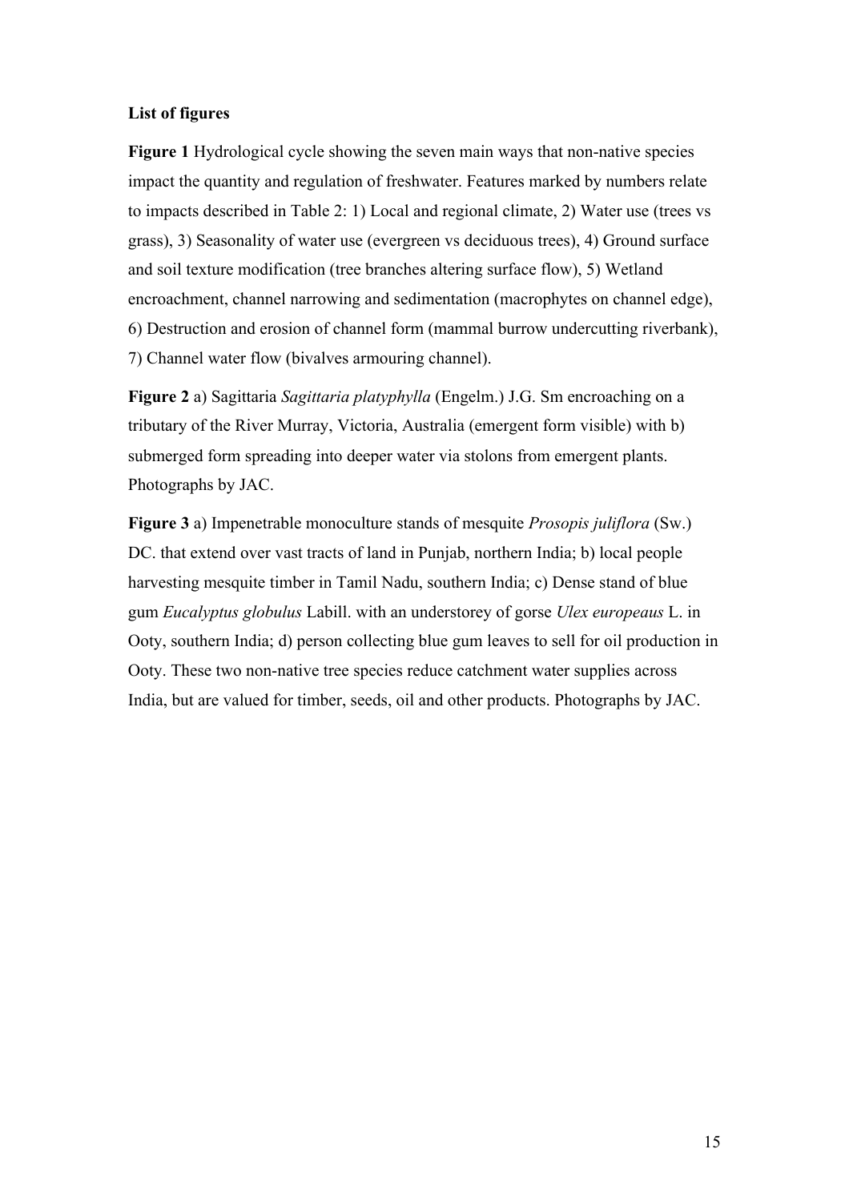**List of figures**

**Figure 1** Hydrological cycle showing the seven main ways that non-native species impact the quantity and regulation of freshwater. Features marked by numbers relate to impacts described in Table 2: 1) Local and regional climate, 2) Water use (trees vs grass), 3) Seasonality of water use (evergreen vs deciduous trees), 4) Ground surface and soil texture modification (tree branches altering surface flow), 5) Wetland encroachment, channel narrowing and sedimentation (macrophytes on channel edge), 6) Destruction and erosion of channel form (mammal burrow undercutting riverbank), 7) Channel water flow (bivalves armouring channel).

**Figure 2** a) Sagittaria *Sagittaria platyphylla* (Engelm.) J.G. Sm encroaching on a tributary of the River Murray, Victoria, Australia (emergent form visible) with b) submerged form spreading into deeper water via stolons from emergent plants. Photographs by JAC.

**Figure 3** a) Impenetrable monoculture stands of mesquite *Prosopis juliflora* (Sw.) DC. that extend over vast tracts of land in Punjab, northern India; b) local people harvesting mesquite timber in Tamil Nadu, southern India; c) Dense stand of blue gum *Eucalyptus globulus* Labill. with an understorey of gorse *Ulex europeaus* L. in Ooty, southern India; d) person collecting blue gum leaves to sell for oil production in Ooty. These two non-native tree species reduce catchment water supplies across India, but are valued for timber, seeds, oil and other products. Photographs by JAC.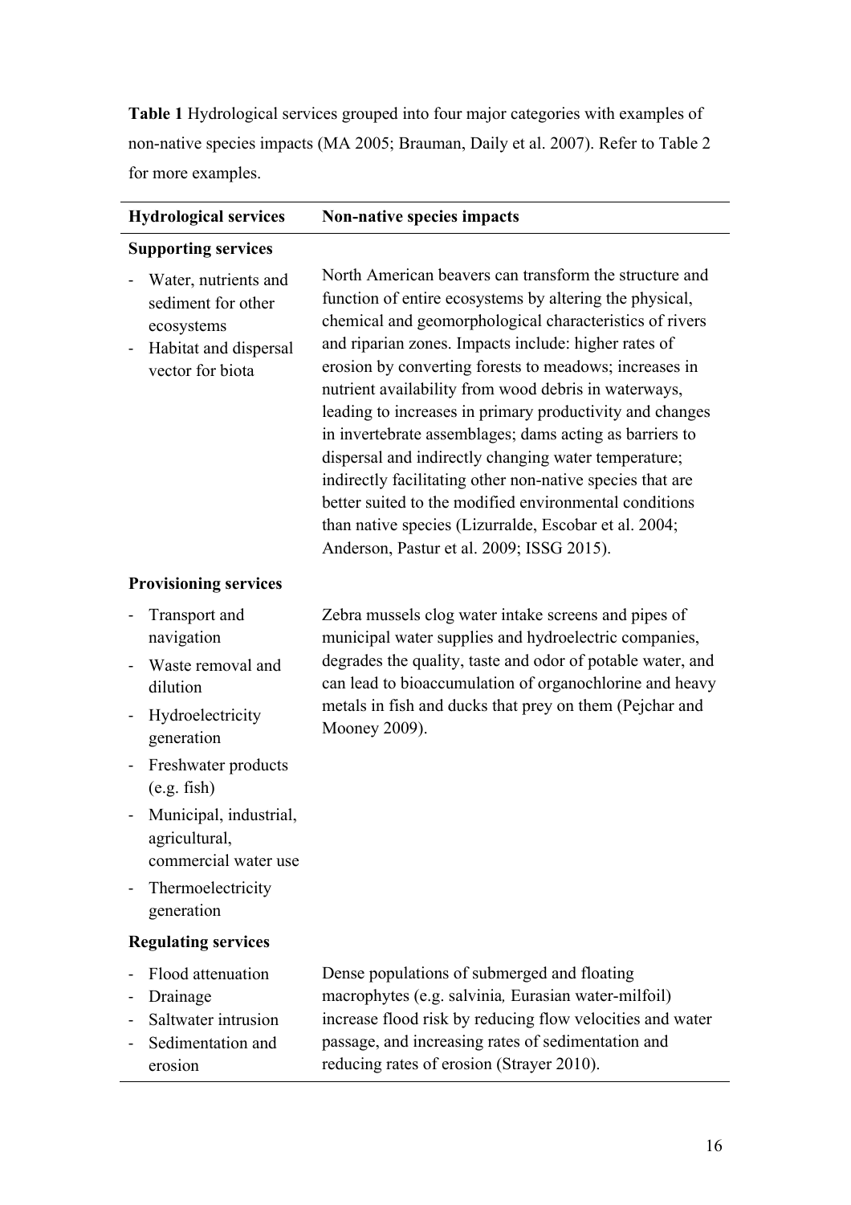**Table 1** Hydrological services grouped into four major categories with examples of non-native species impacts (MA 2005; Brauman, Daily et al. 2007). Refer to Table 2 for more examples.

| Hydrological services | Non-native species impacts |
|---|---|
| **Supporting services** | |
| - Water, nutrients and sediment for other ecosystems<br>- Habitat and dispersal vector for biota | North American beavers can transform the structure and function of entire ecosystems by altering the physical, chemical and geomorphological characteristics of rivers and riparian zones. Impacts include: higher rates of erosion by converting forests to meadows; increases in nutrient availability from wood debris in waterways, leading to increases in primary productivity and changes in invertebrate assemblages; dams acting as barriers to dispersal and indirectly changing water temperature; indirectly facilitating other non-native species that are better suited to the modified environmental conditions than native species (Lizurralde, Escobar et al. 2004; Anderson, Pastur et al. 2009; ISSG 2015). |
| **Provisioning services** | |
| - Transport and navigation<br>- Waste removal and dilution<br>- Hydroelectricity generation<br>- Freshwater products (e.g. fish)<br>- Municipal, industrial, agricultural, commercial water use<br>- Thermoelectricity generation | Zebra mussels clog water intake screens and pipes of municipal water supplies and hydroelectric companies, degrades the quality, taste and odor of potable water, and can lead to bioaccumulation of organochlorine and heavy metals in fish and ducks that prey on them (Pejchar and Mooney 2009). |
| **Regulating services** | |
| - Flood attenuation<br>- Drainage<br>- Saltwater intrusion<br>- Sedimentation and erosion | Dense populations of submerged and floating macrophytes (e.g. salvinia*,* Eurasian water-milfoil) increase flood risk by reducing flow velocities and water passage, and increasing rates of sedimentation and reducing rates of erosion (Strayer 2010). |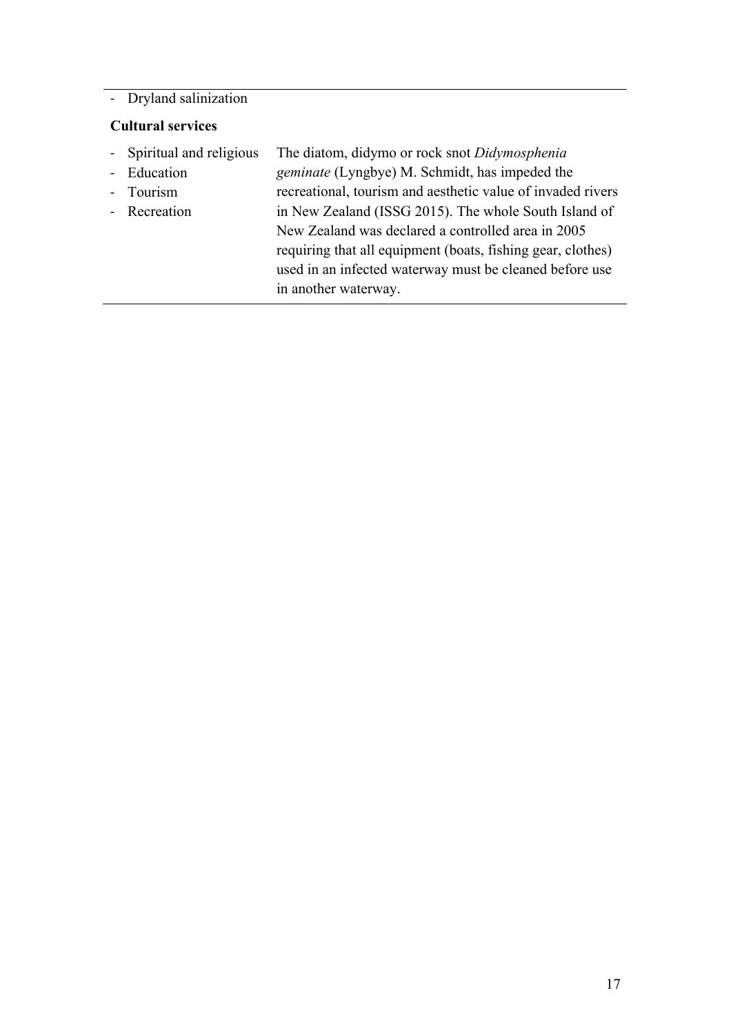| | |
|---|---|
| - Dryland salinization | |
| **Cultural services** | |
| - Spiritual and religious<br>- Education<br>- Tourism<br>- Recreation | The diatom, didymo or rock snot *Didymosphenia geminate* (Lyngbye) M. Schmidt, has impeded the recreational, tourism and aesthetic value of invaded rivers in New Zealand (ISSG 2015). The whole South Island of New Zealand was declared a controlled area in 2005 requiring that all equipment (boats, fishing gear, clothes) used in an infected waterway must be cleaned before use in another waterway. |